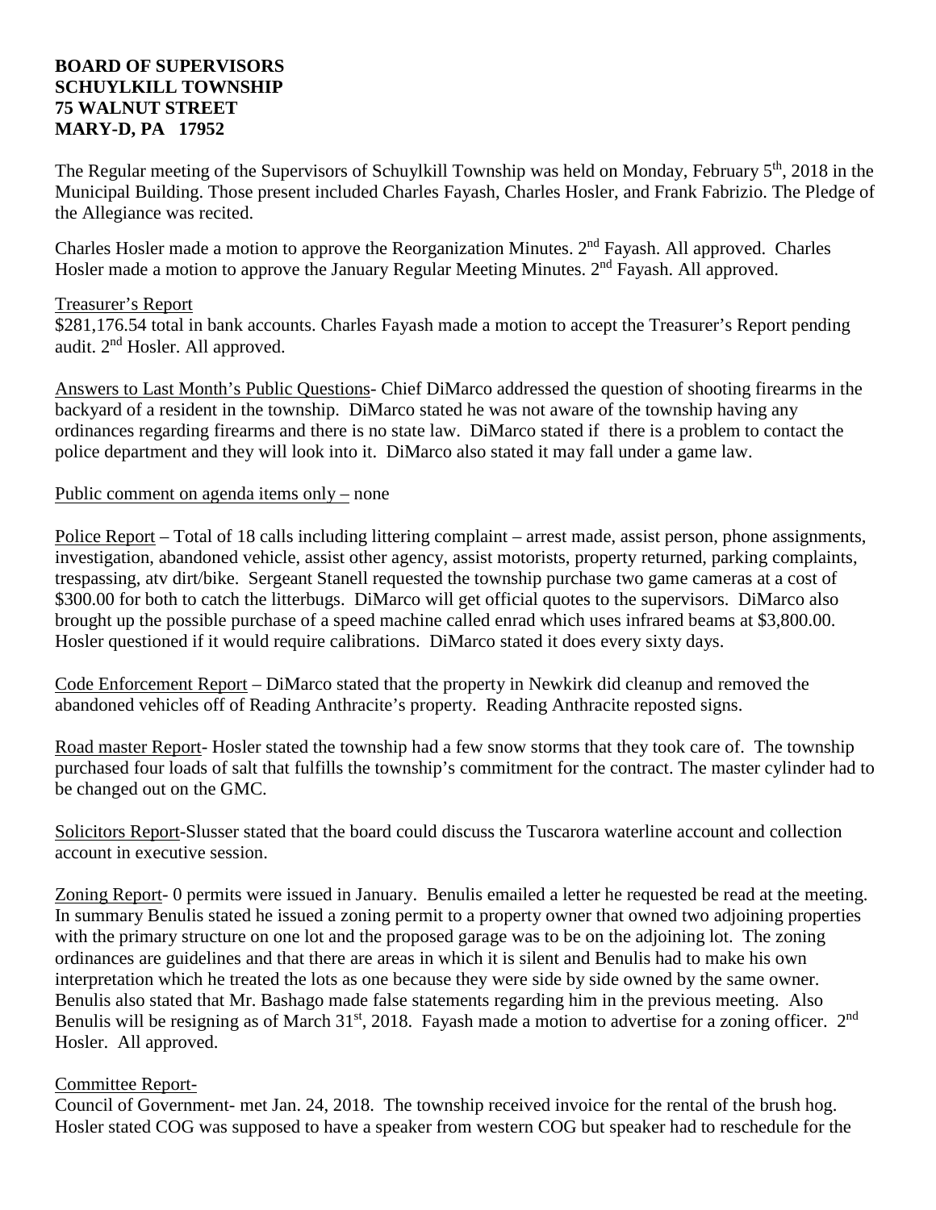**BOARD OF SUPERVISORS**
**SCHUYLKILL TOWNSHIP**
**75 WALNUT STREET**
**MARY-D, PA 17952**

The Regular meeting of the Supervisors of Schuylkill Township was held on Monday, February 5th, 2018 in the Municipal Building. Those present included Charles Fayash, Charles Hosler, and Frank Fabrizio. The Pledge of the Allegiance was recited.

Charles Hosler made a motion to approve the Reorganization Minutes. 2nd Fayash. All approved. Charles Hosler made a motion to approve the January Regular Meeting Minutes. 2nd Fayash. All approved.

Treasurer's Report
$281,176.54 total in bank accounts. Charles Fayash made a motion to accept the Treasurer's Report pending audit. 2nd Hosler. All approved.

Answers to Last Month's Public Questions- Chief DiMarco addressed the question of shooting firearms in the backyard of a resident in the township. DiMarco stated he was not aware of the township having any ordinances regarding firearms and there is no state law. DiMarco stated if there is a problem to contact the police department and they will look into it. DiMarco also stated it may fall under a game law.

Public comment on agenda items only – none

Police Report – Total of 18 calls including littering complaint – arrest made, assist person, phone assignments, investigation, abandoned vehicle, assist other agency, assist motorists, property returned, parking complaints, trespassing, atv dirt/bike. Sergeant Stanell requested the township purchase two game cameras at a cost of $300.00 for both to catch the litterbugs. DiMarco will get official quotes to the supervisors. DiMarco also brought up the possible purchase of a speed machine called enrad which uses infrared beams at $3,800.00. Hosler questioned if it would require calibrations. DiMarco stated it does every sixty days.

Code Enforcement Report – DiMarco stated that the property in Newkirk did cleanup and removed the abandoned vehicles off of Reading Anthracite's property. Reading Anthracite reposted signs.

Road master Report- Hosler stated the township had a few snow storms that they took care of. The township purchased four loads of salt that fulfills the township's commitment for the contract. The master cylinder had to be changed out on the GMC.

Solicitors Report-Slusser stated that the board could discuss the Tuscarora waterline account and collection account in executive session.

Zoning Report- 0 permits were issued in January. Benulis emailed a letter he requested be read at the meeting. In summary Benulis stated he issued a zoning permit to a property owner that owned two adjoining properties with the primary structure on one lot and the proposed garage was to be on the adjoining lot. The zoning ordinances are guidelines and that there are areas in which it is silent and Benulis had to make his own interpretation which he treated the lots as one because they were side by side owned by the same owner. Benulis also stated that Mr. Bashago made false statements regarding him in the previous meeting. Also Benulis will be resigning as of March 31st, 2018. Fayash made a motion to advertise for a zoning officer. 2nd Hosler. All approved.

Committee Report-
Council of Government- met Jan. 24, 2018. The township received invoice for the rental of the brush hog. Hosler stated COG was supposed to have a speaker from western COG but speaker had to reschedule for the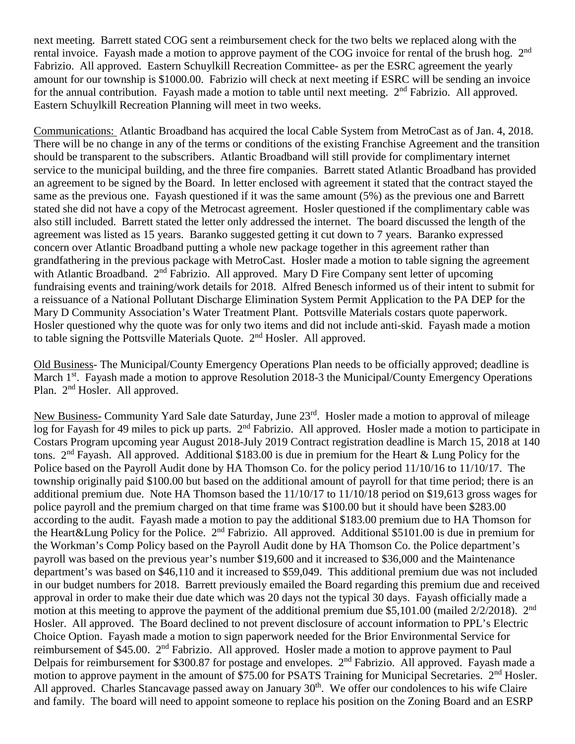next meeting. Barrett stated COG sent a reimbursement check for the two belts we replaced along with the rental invoice. Fayash made a motion to approve payment of the COG invoice for rental of the brush hog. 2nd Fabrizio. All approved. Eastern Schuylkill Recreation Committee- as per the ESRC agreement the yearly amount for our township is $1000.00. Fabrizio will check at next meeting if ESRC will be sending an invoice for the annual contribution. Fayash made a motion to table until next meeting. 2nd Fabrizio. All approved. Eastern Schuylkill Recreation Planning will meet in two weeks.

Communications: Atlantic Broadband has acquired the local Cable System from MetroCast as of Jan. 4, 2018. There will be no change in any of the terms or conditions of the existing Franchise Agreement and the transition should be transparent to the subscribers. Atlantic Broadband will still provide for complimentary internet service to the municipal building, and the three fire companies. Barrett stated Atlantic Broadband has provided an agreement to be signed by the Board. In letter enclosed with agreement it stated that the contract stayed the same as the previous one. Fayash questioned if it was the same amount (5%) as the previous one and Barrett stated she did not have a copy of the Metrocast agreement. Hosler questioned if the complimentary cable was also still included. Barrett stated the letter only addressed the internet. The board discussed the length of the agreement was listed as 15 years. Baranko suggested getting it cut down to 7 years. Baranko expressed concern over Atlantic Broadband putting a whole new package together in this agreement rather than grandfathering in the previous package with MetroCast. Hosler made a motion to table signing the agreement with Atlantic Broadband. 2nd Fabrizio. All approved. Mary D Fire Company sent letter of upcoming fundraising events and training/work details for 2018. Alfred Benesch informed us of their intent to submit for a reissuance of a National Pollutant Discharge Elimination System Permit Application to the PA DEP for the Mary D Community Association's Water Treatment Plant. Pottsville Materials costars quote paperwork. Hosler questioned why the quote was for only two items and did not include anti-skid. Fayash made a motion to table signing the Pottsville Materials Quote. 2nd Hosler. All approved.

Old Business- The Municipal/County Emergency Operations Plan needs to be officially approved; deadline is March 1st. Fayash made a motion to approve Resolution 2018-3 the Municipal/County Emergency Operations Plan. 2nd Hosler. All approved.

New Business- Community Yard Sale date Saturday, June 23rd. Hosler made a motion to approval of mileage log for Fayash for 49 miles to pick up parts. 2nd Fabrizio. All approved. Hosler made a motion to participate in Costars Program upcoming year August 2018-July 2019 Contract registration deadline is March 15, 2018 at 140 tons. 2nd Fayash. All approved. Additional $183.00 is due in premium for the Heart & Lung Policy for the Police based on the Payroll Audit done by HA Thomson Co. for the policy period 11/10/16 to 11/10/17. The township originally paid $100.00 but based on the additional amount of payroll for that time period; there is an additional premium due. Note HA Thomson based the 11/10/17 to 11/10/18 period on $19,613 gross wages for police payroll and the premium charged on that time frame was $100.00 but it should have been $283.00 according to the audit. Fayash made a motion to pay the additional $183.00 premium due to HA Thomson for the Heart&Lung Policy for the Police. 2nd Fabrizio. All approved. Additional $5101.00 is due in premium for the Workman's Comp Policy based on the Payroll Audit done by HA Thomson Co. the Police department's payroll was based on the previous year's number $19,600 and it increased to $36,000 and the Maintenance department's was based on $46,110 and it increased to $59,049. This additional premium due was not included in our budget numbers for 2018. Barrett previously emailed the Board regarding this premium due and received approval in order to make their due date which was 20 days not the typical 30 days. Fayash officially made a motion at this meeting to approve the payment of the additional premium due $5,101.00 (mailed 2/2/2018). 2nd Hosler. All approved. The Board declined to not prevent disclosure of account information to PPL's Electric Choice Option. Fayash made a motion to sign paperwork needed for the Brior Environmental Service for reimbursement of $45.00. 2nd Fabrizio. All approved. Hosler made a motion to approve payment to Paul Delpais for reimbursement for $300.87 for postage and envelopes. 2nd Fabrizio. All approved. Fayash made a motion to approve payment in the amount of $75.00 for PSATS Training for Municipal Secretaries. 2nd Hosler. All approved. Charles Stancavage passed away on January 30th. We offer our condolences to his wife Claire and family. The board will need to appoint someone to replace his position on the Zoning Board and an ESRP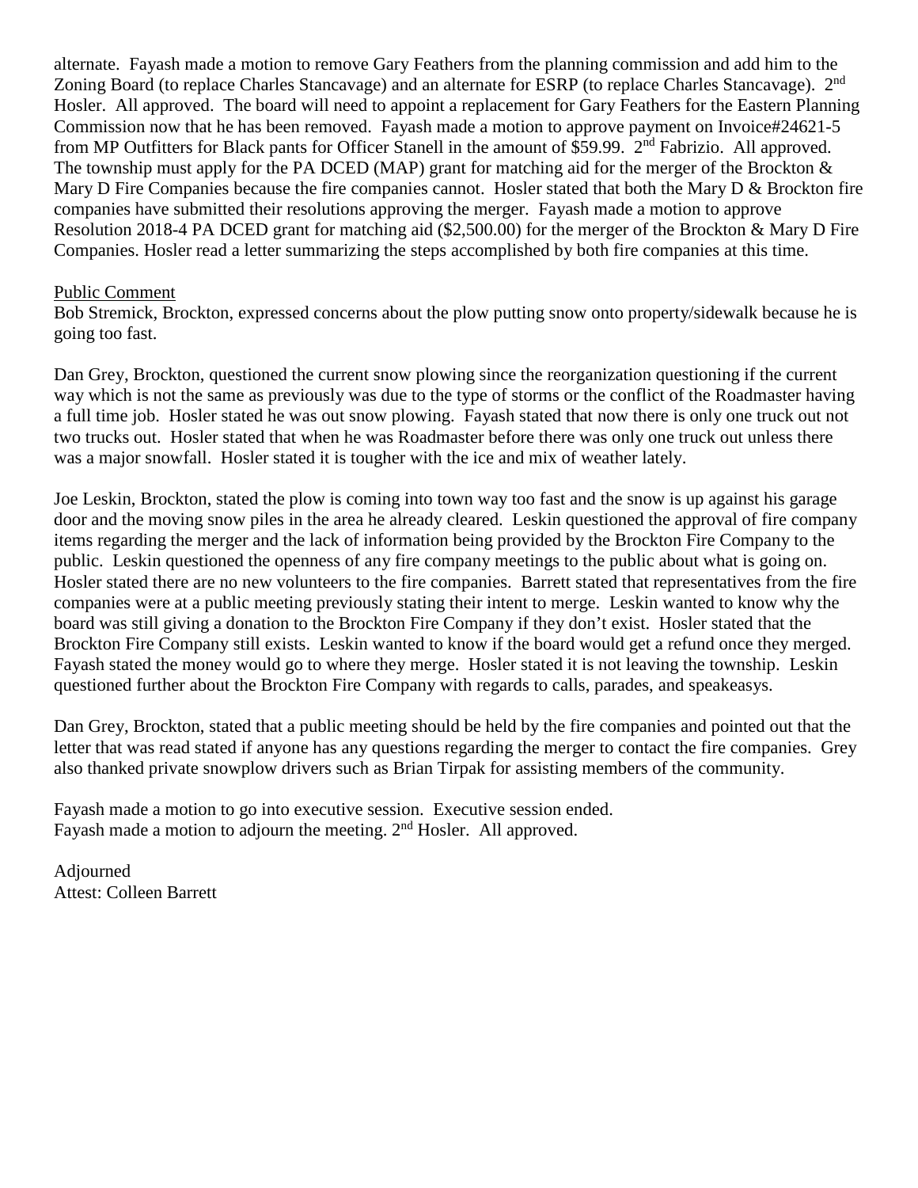alternate. Fayash made a motion to remove Gary Feathers from the planning commission and add him to the Zoning Board (to replace Charles Stancavage) and an alternate for ESRP (to replace Charles Stancavage). 2nd Hosler. All approved. The board will need to appoint a replacement for Gary Feathers for the Eastern Planning Commission now that he has been removed. Fayash made a motion to approve payment on Invoice#24621-5 from MP Outfitters for Black pants for Officer Stanell in the amount of $59.99. 2nd Fabrizio. All approved. The township must apply for the PA DCED (MAP) grant for matching aid for the merger of the Brockton & Mary D Fire Companies because the fire companies cannot. Hosler stated that both the Mary D & Brockton fire companies have submitted their resolutions approving the merger. Fayash made a motion to approve Resolution 2018-4 PA DCED grant for matching aid ($2,500.00) for the merger of the Brockton & Mary D Fire Companies. Hosler read a letter summarizing the steps accomplished by both fire companies at this time.

<u>Public Comment</u>

Bob Stremick, Brockton, expressed concerns about the plow putting snow onto property/sidewalk because he is going too fast.

Dan Grey, Brockton, questioned the current snow plowing since the reorganization questioning if the current way which is not the same as previously was due to the type of storms or the conflict of the Roadmaster having a full time job. Hosler stated he was out snow plowing. Fayash stated that now there is only one truck out not two trucks out. Hosler stated that when he was Roadmaster before there was only one truck out unless there was a major snowfall. Hosler stated it is tougher with the ice and mix of weather lately.

Joe Leskin, Brockton, stated the plow is coming into town way too fast and the snow is up against his garage door and the moving snow piles in the area he already cleared. Leskin questioned the approval of fire company items regarding the merger and the lack of information being provided by the Brockton Fire Company to the public. Leskin questioned the openness of any fire company meetings to the public about what is going on. Hosler stated there are no new volunteers to the fire companies. Barrett stated that representatives from the fire companies were at a public meeting previously stating their intent to merge. Leskin wanted to know why the board was still giving a donation to the Brockton Fire Company if they don't exist. Hosler stated that the Brockton Fire Company still exists. Leskin wanted to know if the board would get a refund once they merged. Fayash stated the money would go to where they merge. Hosler stated it is not leaving the township. Leskin questioned further about the Brockton Fire Company with regards to calls, parades, and speakeasys.

Dan Grey, Brockton, stated that a public meeting should be held by the fire companies and pointed out that the letter that was read stated if anyone has any questions regarding the merger to contact the fire companies. Grey also thanked private snowplow drivers such as Brian Tirpak for assisting members of the community.

Fayash made a motion to go into executive session. Executive session ended.
Fayash made a motion to adjourn the meeting. 2nd Hosler. All approved.

Adjourned
Attest: Colleen Barrett